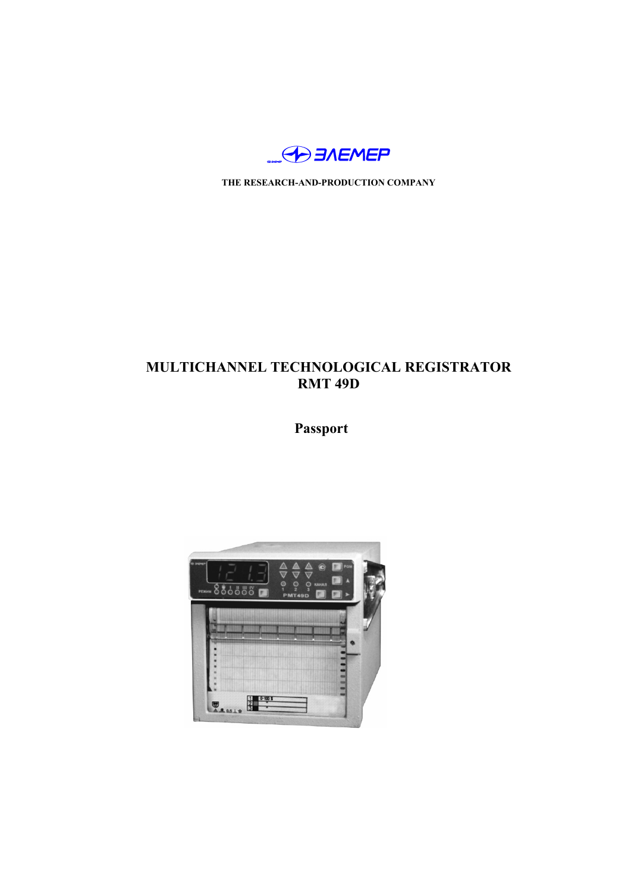ЭЛЕМЕР

THE RESEARCH-AND-PRODUCTION COMPANY

# MULTICHANNEL TECHNOLOGICAL REGISTRATOR RMT 49D

## Passport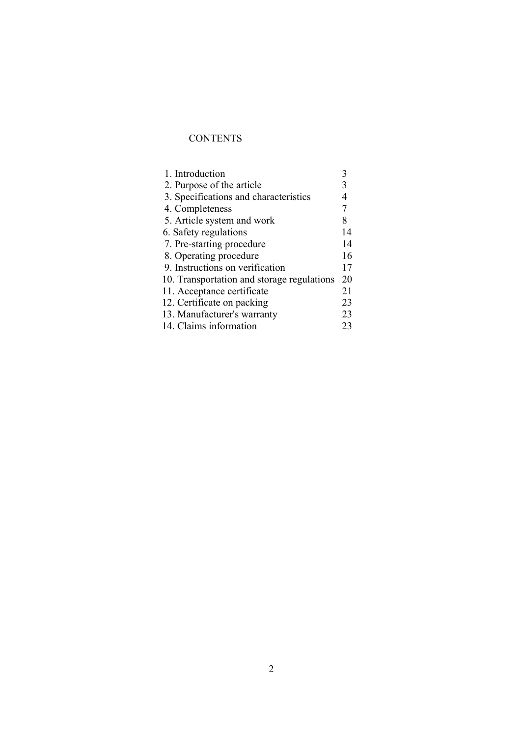# CONTENTS

| | |
|---|---|
| 1. Introduction | 3 |
| 2. Purpose of the article | 3 |
| 3. Specifications and characteristics | 4 |
| 4. Completeness | 7 |
| 5. Article system and work | 8 |
| 6. Safety regulations | 14 |
| 7. Pre-starting procedure | 14 |
| 8. Operating procedure | 16 |
| 9. Instructions on verification | 17 |
| 10. Transportation and storage regulations | 20 |
| 11. Acceptance certificate | 21 |
| 12. Certificate on packing | 23 |
| 13. Manufacturer's warranty | 23 |
| 14. Claims information | 23 |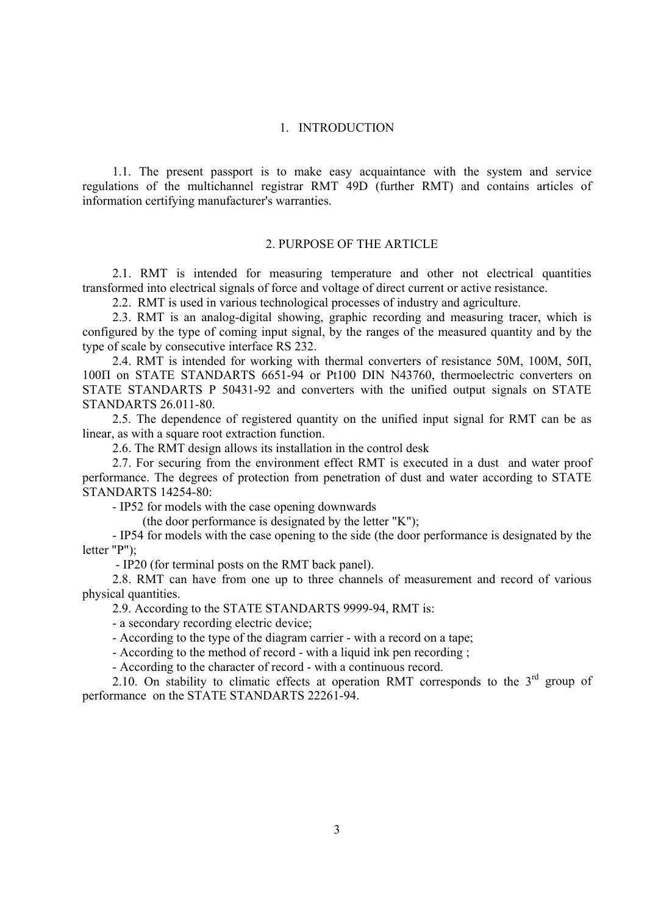## 1. INTRODUCTION

1.1. The present passport is to make easy acquaintance with the system and service regulations of the multichannel registrar RMT 49D (further RMT) and contains articles of information certifying manufacturer's warranties.

## 2. PURPOSE OF THE ARTICLE

2.1. RMT is intended for measuring temperature and other not electrical quantities transformed into electrical signals of force and voltage of direct current or active resistance.

2.2. RMT is used in various technological processes of industry and agriculture.

2.3. RMT is an analog-digital showing, graphic recording and measuring tracer, which is configured by the type of coming input signal, by the ranges of the measured quantity and by the type of scale by consecutive interface RS 232.

2.4. RMT is intended for working with thermal converters of resistance 50M, 100M, 50П, 100П on STATE STANDARTS 6651-94 or Pt100 DIN N43760, thermoelectric converters on STATE STANDARTS P 50431-92 and converters with the unified output signals on STATE STANDARTS 26.011-80.

2.5. The dependence of registered quantity on the unified input signal for RMT can be as linear, as with a square root extraction function.

2.6. The RMT design allows its installation in the control desk

2.7. For securing from the environment effect RMT is executed in a dust and water proof performance. The degrees of protection from penetration of dust and water according to STATE STANDARTS 14254-80:

- IP52 for models with the case opening downwards
  (the door performance is designated by the letter "K");
- IP54 for models with the case opening to the side (the door performance is designated by the letter "P");
- IP20 (for terminal posts on the RMT back panel).

2.8. RMT can have from one up to three channels of measurement and record of various physical quantities.

2.9. According to the STATE STANDARTS 9999-94, RMT is:

- a secondary recording electric device;
- According to the type of the diagram carrier - with a record on a tape;
- According to the method of record - with a liquid ink pen recording ;
- According to the character of record - with a continuous record.

2.10. On stability to climatic effects at operation RMT corresponds to the 3rd group of performance on the STATE STANDARTS 22261-94.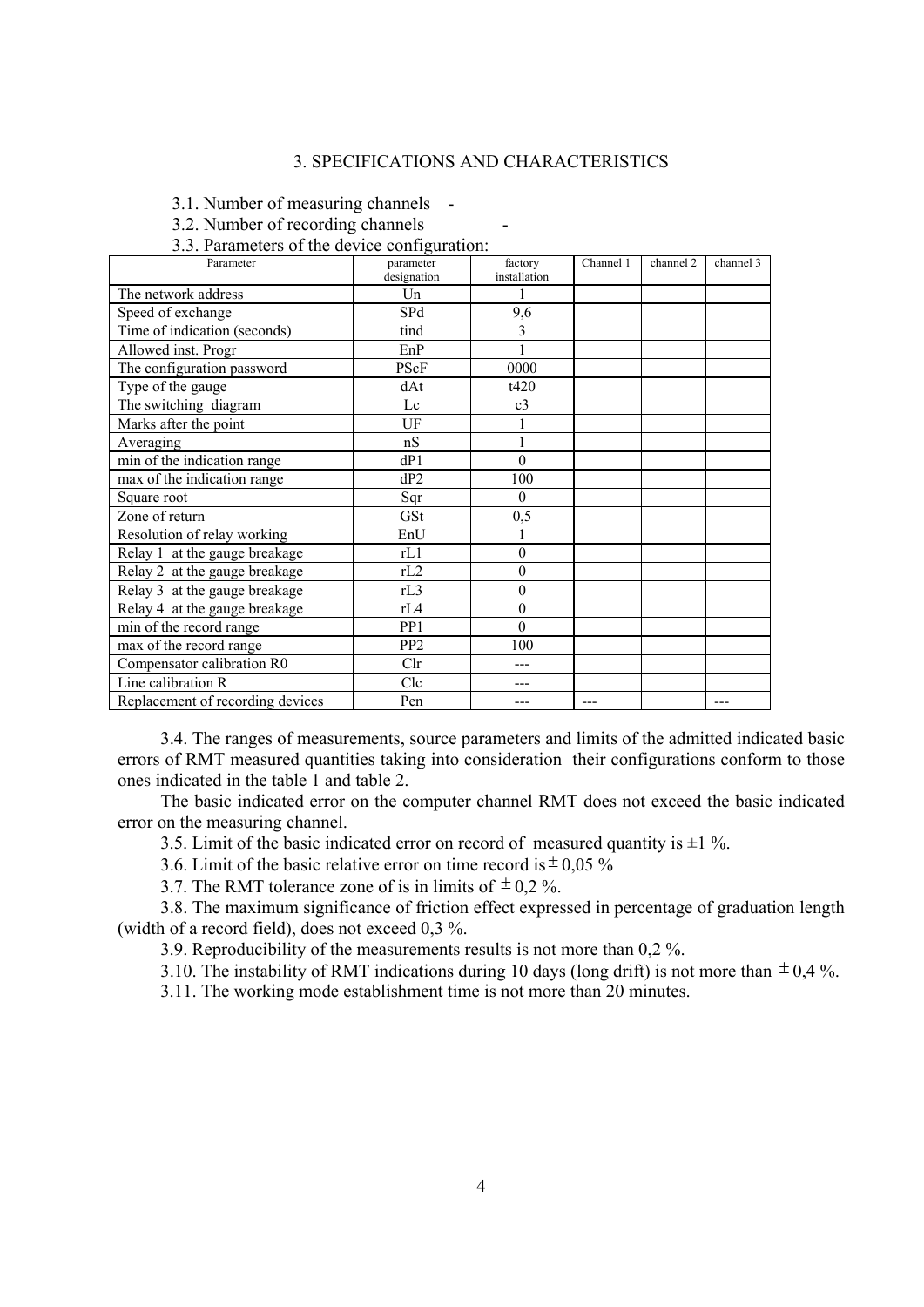## 3. SPECIFICATIONS AND CHARACTERISTICS

3.1. Number of measuring channels -

3.2. Number of recording channels -

3.3. Parameters of the device configuration:

| Parameter | parameter designation | factory installation | Channel 1 | channel 2 | channel 3 |
|---|---|---|---|---|---|
| The network address | Un | 1 | | | |
| Speed of exchange | SPd | 9,6 | | | |
| Time of indication (seconds) | tind | 3 | | | |
| Allowed inst. Progr | EnP | 1 | | | |
| The configuration password | PScF | 0000 | | | |
| Type of the gauge | dAt | t420 | | | |
| The switching diagram | Lc | c3 | | | |
| Marks after the point | UF | 1 | | | |
| Averaging | nS | 1 | | | |
| min of the indication range | dP1 | 0 | | | |
| max of the indication range | dP2 | 100 | | | |
| Square root | Sqr | 0 | | | |
| Zone of return | GSt | 0,5 | | | |
| Resolution of relay working | EnU | 1 | | | |
| Relay 1 at the gauge breakage | rL1 | 0 | | | |
| Relay 2 at the gauge breakage | rL2 | 0 | | | |
| Relay 3 at the gauge breakage | rL3 | 0 | | | |
| Relay 4 at the gauge breakage | rL4 | 0 | | | |
| min of the record range | PP1 | 0 | | | |
| max of the record range | PP2 | 100 | | | |
| Compensator calibration R0 | Clr | --- | | | |
| Line calibration R | Clc | --- | | | |
| Replacement of recording devices | Pen | --- | --- | | --- |

3.4. The ranges of measurements, source parameters and limits of the admitted indicated basic errors of RMT measured quantities taking into consideration their configurations conform to those ones indicated in the table 1 and table 2.

The basic indicated error on the computer channel RMT does not exceed the basic indicated error on the measuring channel.

3.5. Limit of the basic indicated error on record of measured quantity is ±1 %.

3.6. Limit of the basic relative error on time record is ± 0,05 %

3.7. The RMT tolerance zone of is in limits of ± 0,2 %.

3.8. The maximum significance of friction effect expressed in percentage of graduation length (width of a record field), does not exceed 0,3 %.

3.9. Reproducibility of the measurements results is not more than 0,2 %.

3.10. The instability of RMT indications during 10 days (long drift) is not more than ± 0,4 %.

3.11. The working mode establishment time is not more than 20 minutes.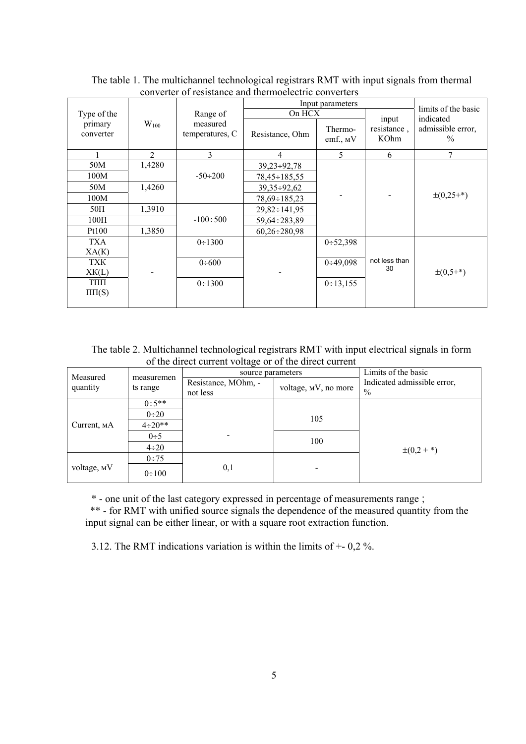The table 1. The multichannel technological registrars RMT with input signals from thermal converter of resistance and thermoelectric converters

| Type of the primary converter | $W_{100}$ | Range of measured temperatures, C | Input parameters | | | limits of the basic indicated admissible error, % |
|---|---|---|---|---|---|---|
| | | | On HCX | | input resistance , KOhm | |
| | | | Resistance, Ohm | Thermo-emf., мV | | |
| 1 | 2 | 3 | 4 | 5 | 6 | 7 |
| 50M | 1,4280 | -50÷200 | 39,23÷92,78 | - | - | ±(0,25+*) |
| 100M | | | 78,45÷185,55 | | | |
| 50M | 1,4260 | | 39,35÷92,62 | | | |
| 100M | | | 78,69÷185,23 | | | |
| 50П | 1,3910 | -100÷500 | 29,82÷141,95 | | | |
| 100П | | | 59,64÷283,89 | | | |
| Pt100 | 1,3850 | | 60,26÷280,98 | | | |
| ТХА XA(K) | - | 0÷1300 | - | 0÷52,398 | not less than 30 | ±(0,5+*) |
| ТХК XK(L) | | 0÷600 | | 0÷49,098 | | |
| ТПП ПП(S) | | 0÷1300 | | 0÷13,155 | | |

The table 2. Multichannel technological registrars RMT with input electrical signals in form of the direct current voltage or of the direct current

| Measured quantity | measurements range | source parameters | | Limits of the basic Indicated admissible error, % |
|---|---|---|---|---|
| | | Resistance, MOhm, - not less | voltage, мV, no more | |
| Current, мА | 0÷5** | - | 105 | ±(0,2 + *) |
| | 0÷20 | | | |
| | 4÷20** | | | |
| | 0÷5 | | 100 | |
| | 4÷20 | | | |
| voltage, мV | 0÷75 | 0,1 | - | |
| | 0÷100 | | | |

\* - one unit of the last category expressed in percentage of measurements range ;

\*\* - for RMT with unified source signals the dependence of the measured quantity from the input signal can be either linear, or with a square root extraction function.

3.12. The RMT indications variation is within the limits of +- 0,2 %.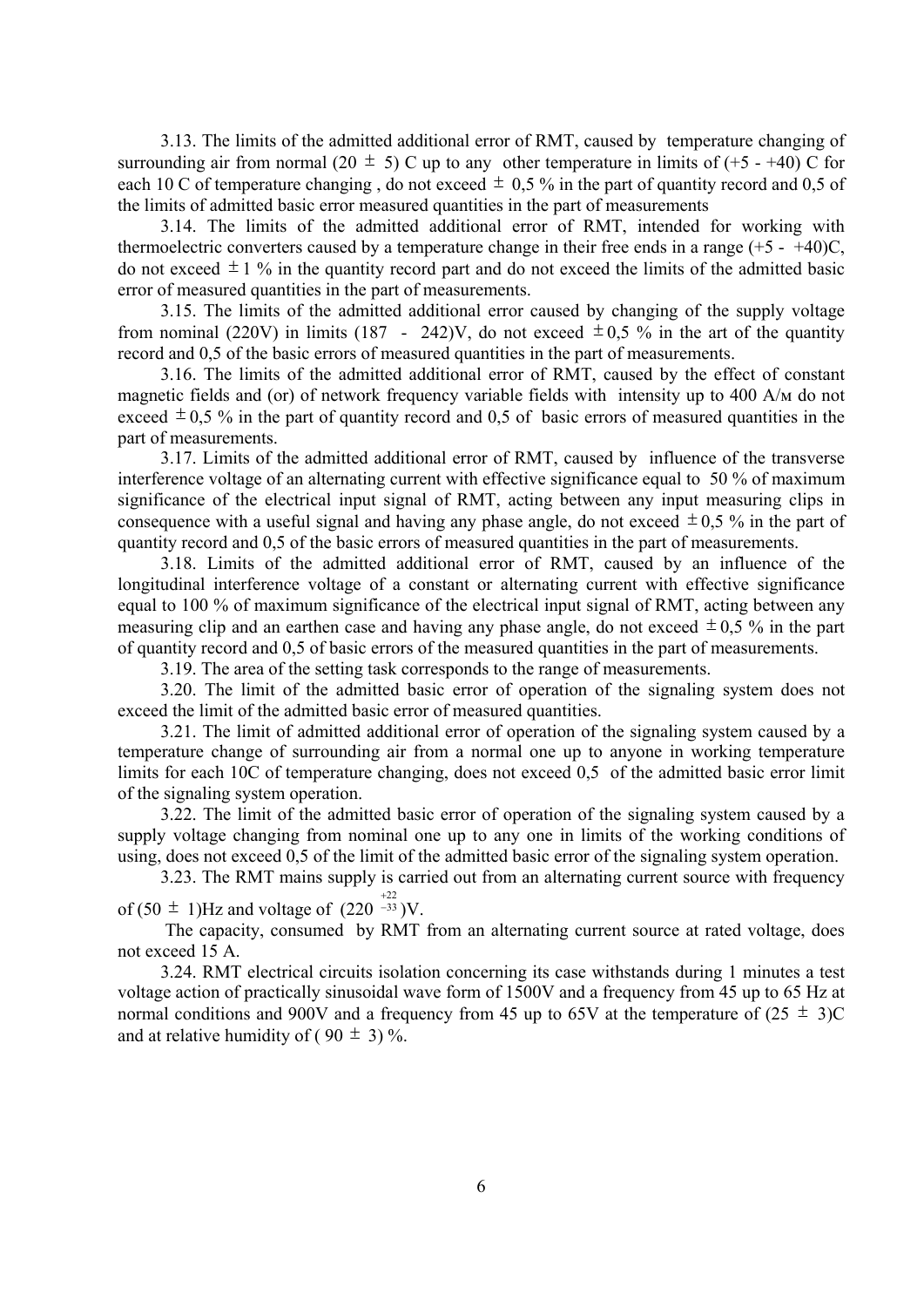3.13. The limits of the admitted additional error of RMT, caused by temperature changing of surrounding air from normal (20 ± 5) C up to any other temperature in limits of (+5 - +40) C for each 10 C of temperature changing , do not exceed ± 0,5 % in the part of quantity record and 0,5 of the limits of admitted basic error measured quantities in the part of measurements

3.14. The limits of the admitted additional error of RMT, intended for working with thermoelectric converters caused by a temperature change in their free ends in a range (+5 - +40)C, do not exceed ± 1 % in the quantity record part and do not exceed the limits of the admitted basic error of measured quantities in the part of measurements.

3.15. The limits of the admitted additional error caused by changing of the supply voltage from nominal (220V) in limits (187 - 242)V, do not exceed ± 0,5 % in the art of the quantity record and 0,5 of the basic errors of measured quantities in the part of measurements.

3.16. The limits of the admitted additional error of RMT, caused by the effect of constant magnetic fields and (or) of network frequency variable fields with intensity up to 400 А/м do not exceed ± 0,5 % in the part of quantity record and 0,5 of basic errors of measured quantities in the part of measurements.

3.17. Limits of the admitted additional error of RMT, caused by influence of the transverse interference voltage of an alternating current with effective significance equal to 50 % of maximum significance of the electrical input signal of RMT, acting between any input measuring clips in consequence with a useful signal and having any phase angle, do not exceed ± 0,5 % in the part of quantity record and 0,5 of the basic errors of measured quantities in the part of measurements.

3.18. Limits of the admitted additional error of RMT, caused by an influence of the longitudinal interference voltage of a constant or alternating current with effective significance equal to 100 % of maximum significance of the electrical input signal of RMT, acting between any measuring clip and an earthen case and having any phase angle, do not exceed ± 0,5 % in the part of quantity record and 0,5 of basic errors of the measured quantities in the part of measurements.

3.19. The area of the setting task corresponds to the range of measurements.

3.20. The limit of the admitted basic error of operation of the signaling system does not exceed the limit of the admitted basic error of measured quantities.

3.21. The limit of admitted additional error of operation of the signaling system caused by a temperature change of surrounding air from a normal one up to anyone in working temperature limits for each 10C of temperature changing, does not exceed 0,5 of the admitted basic error limit of the signaling system operation.

3.22. The limit of the admitted basic error of operation of the signaling system caused by a supply voltage changing from nominal one up to any one in limits of the working conditions of using, does not exceed 0,5 of the limit of the admitted basic error of the signaling system operation.

3.23. The RMT mains supply is carried out from an alternating current source with frequency of (50 ± 1)Hz and voltage of $(220^{+22}_{-33})$V.

The capacity, consumed by RMT from an alternating current source at rated voltage, does not exceed 15 A.

3.24. RMT electrical circuits isolation concerning its case withstands during 1 minutes a test voltage action of practically sinusoidal wave form of 1500V and a frequency from 45 up to 65 Hz at normal conditions and 900V and a frequency from 45 up to 65V at the temperature of (25 ± 3)C and at relative humidity of ( 90 ± 3) %.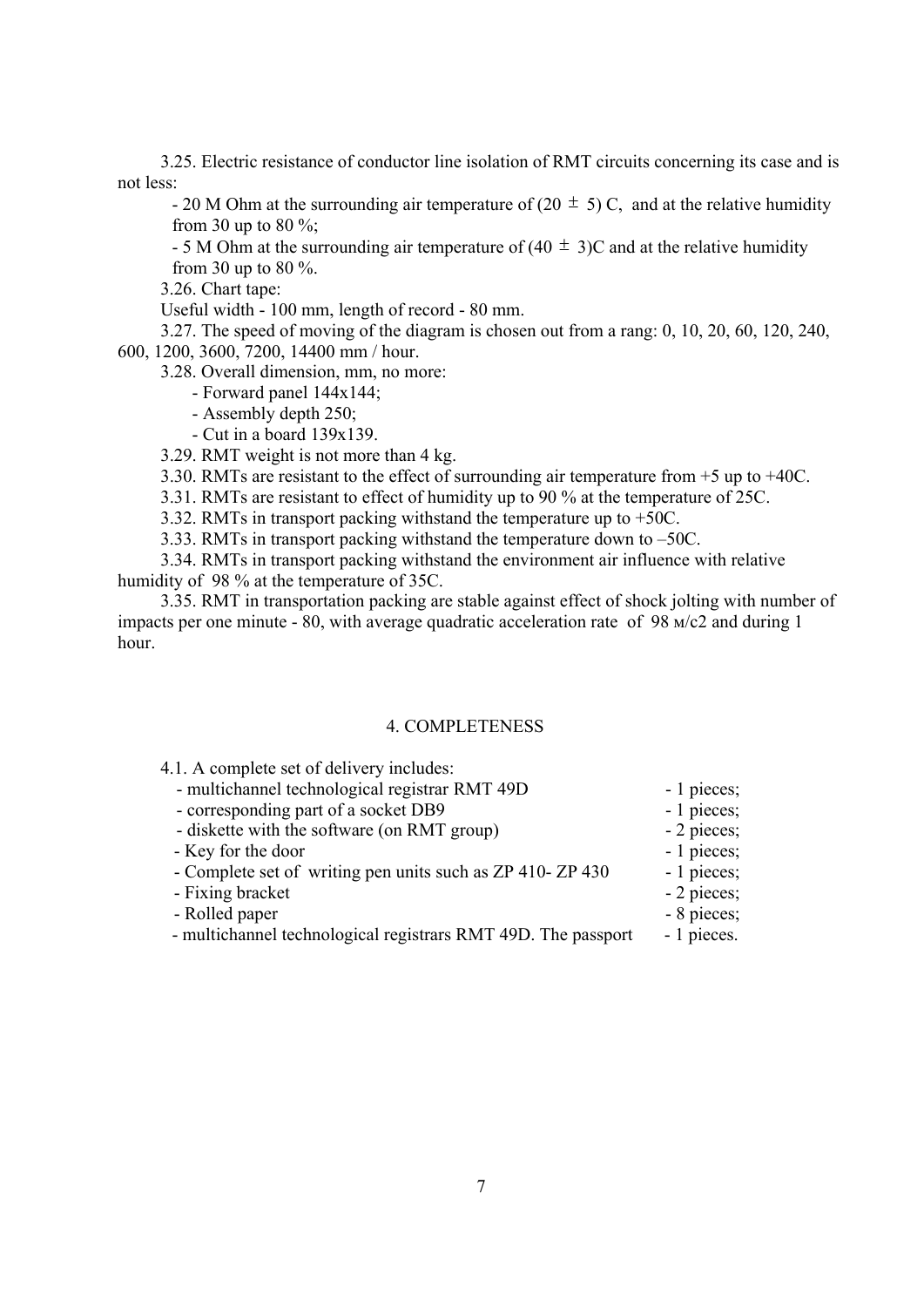3.25. Electric resistance of conductor line isolation of RMT circuits concerning its case and is not less:

- 20 M Ohm at the surrounding air temperature of (20 ± 5) C, and at the relative humidity from 30 up to 80 %;
- 5 M Ohm at the surrounding air temperature of (40 ± 3)C and at the relative humidity from 30 up to 80 %.

3.26. Chart tape:

Useful width - 100 mm, length of record - 80 mm.

3.27. The speed of moving of the diagram is chosen out from a rang: 0, 10, 20, 60, 120, 240, 600, 1200, 3600, 7200, 14400 mm / hour.

3.28. Overall dimension, mm, no more:

- Forward panel 144x144;
- Assembly depth 250;
- Cut in a board 139x139.

3.29. RMT weight is not more than 4 kg.

3.30. RMTs are resistant to the effect of surrounding air temperature from +5 up to +40C.

3.31. RMTs are resistant to effect of humidity up to 90 % at the temperature of 25C.

3.32. RMTs in transport packing withstand the temperature up to +50C.

3.33. RMTs in transport packing withstand the temperature down to –50C.

3.34. RMTs in transport packing withstand the environment air influence with relative humidity of 98 % at the temperature of 35C.

3.35. RMT in transportation packing are stable against effect of shock jolting with number of impacts per one minute - 80, with average quadratic acceleration rate of 98 м/с2 and during 1 hour.

## 4. COMPLETENESS

4.1. A complete set of delivery includes:

| | |
|---|---|
| - multichannel technological registrar RMT 49D | - 1 pieces; |
| - corresponding part of a socket DB9 | - 1 pieces; |
| - diskette with the software (on RMT group) | - 2 pieces; |
| - Key for the door | - 1 pieces; |
| - Complete set of writing pen units such as ZP 410- ZP 430 | - 1 pieces; |
| - Fixing bracket | - 2 pieces; |
| - Rolled paper | - 8 pieces; |
| - multichannel technological registrars RMT 49D. The passport | - 1 pieces. |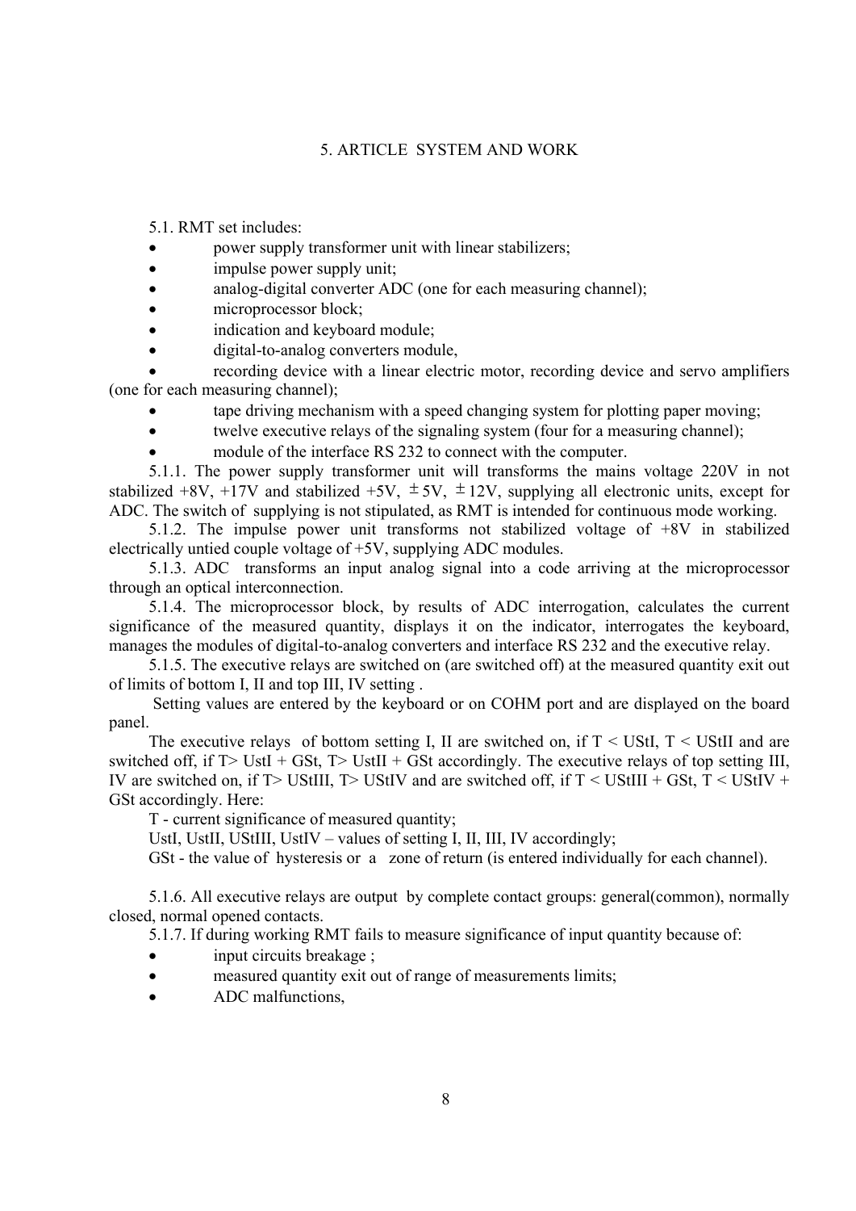## 5. ARTICLE SYSTEM AND WORK

5.1. RMT set includes:

- power supply transformer unit with linear stabilizers;
- impulse power supply unit;
- analog-digital converter ADC (one for each measuring channel);
- microprocessor block;
- indication and keyboard module;
- digital-to-analog converters module,
- recording device with a linear electric motor, recording device and servo amplifiers (one for each measuring channel);
- tape driving mechanism with a speed changing system for plotting paper moving;
- twelve executive relays of the signaling system (four for a measuring channel);
- module of the interface RS 232 to connect with the computer.

5.1.1. The power supply transformer unit will transforms the mains voltage 220V in not stabilized +8V, +17V and stabilized +5V, ±5V, ±12V, supplying all electronic units, except for ADC. The switch of supplying is not stipulated, as RMT is intended for continuous mode working.

5.1.2. The impulse power unit transforms not stabilized voltage of +8V in stabilized electrically untied couple voltage of +5V, supplying ADC modules.

5.1.3. ADC transforms an input analog signal into a code arriving at the microprocessor through an optical interconnection.

5.1.4. The microprocessor block, by results of ADC interrogation, calculates the current significance of the measured quantity, displays it on the indicator, interrogates the keyboard, manages the modules of digital-to-analog converters and interface RS 232 and the executive relay.

5.1.5. The executive relays are switched on (are switched off) at the measured quantity exit out of limits of bottom I, II and top III, IV setting .

Setting values are entered by the keyboard or on COHM port and are displayed on the board panel.

The executive relays of bottom setting I, II are switched on, if T < UStI, T < UStII and are switched off, if T> UstI + GSt, T> UstII + GSt accordingly. The executive relays of top setting III, IV are switched on, if T> UStIII, T> UStIV and are switched off, if T < UStIII + GSt, T < UStIV + GSt accordingly. Here:

T - current significance of measured quantity;

UstI, UStII, UStIII, UstIV – values of setting I, II, III, IV accordingly;

GSt - the value of hysteresis or a zone of return (is entered individually for each channel).

5.1.6. All executive relays are output by complete contact groups: general(common), normally closed, normal opened contacts.

5.1.7. If during working RMT fails to measure significance of input quantity because of:

- input circuits breakage ;
- measured quantity exit out of range of measurements limits;
- ADC malfunctions,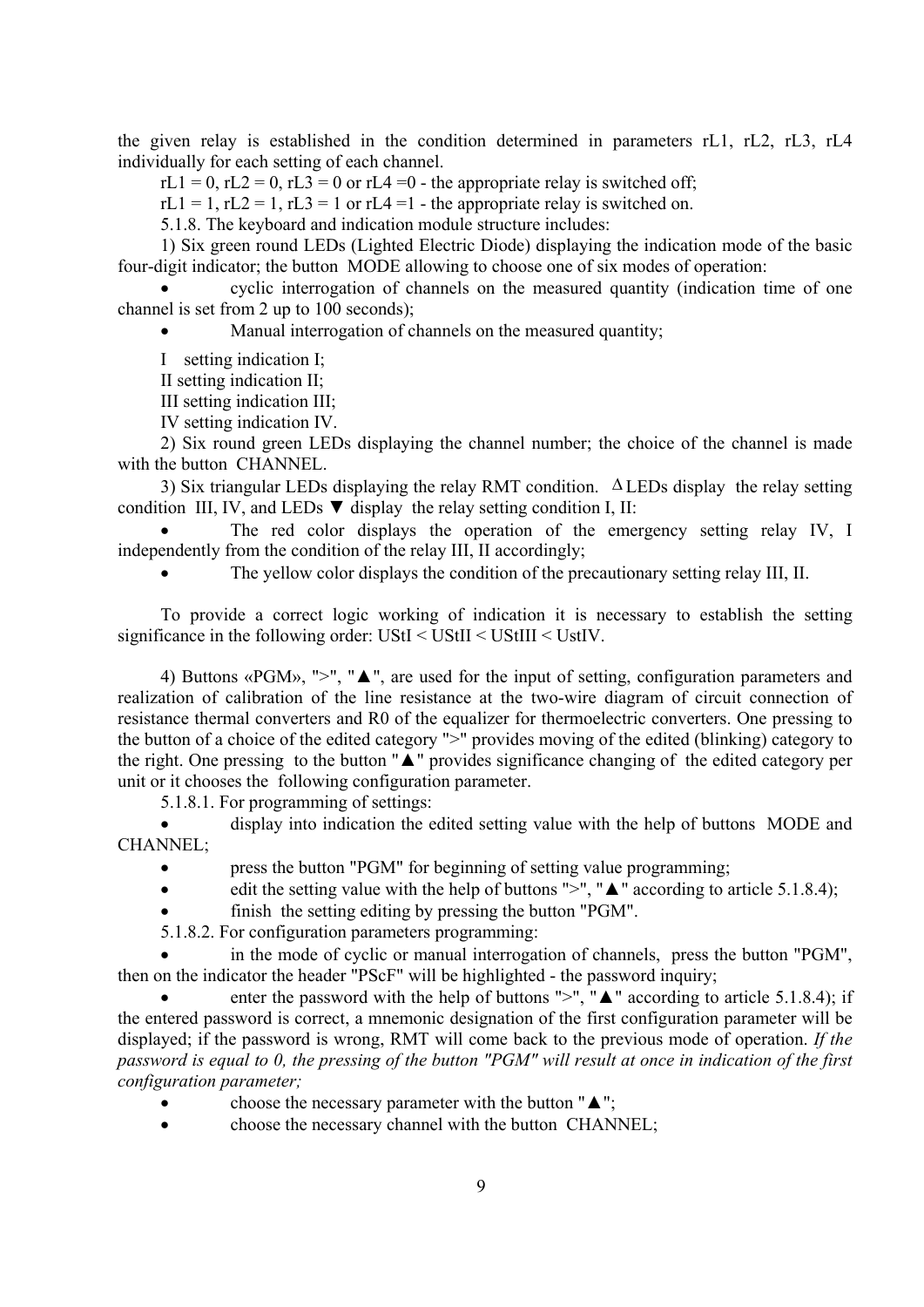the given relay is established in the condition determined in parameters rL1, rL2, rL3, rL4 individually for each setting of each channel.

rL1 = 0, rL2 = 0, rL3 = 0 or rL4 =0 - the appropriate relay is switched off;

rL1 = 1, rL2 = 1, rL3 = 1 or rL4 =1 - the appropriate relay is switched on.

5.1.8. The keyboard and indication module structure includes:

1) Six green round LEDs (Lighted Electric Diode) displaying the indication mode of the basic four-digit indicator; the button MODE allowing to choose one of six modes of operation:

- cyclic interrogation of channels on the measured quantity (indication time of one channel is set from 2 up to 100 seconds);
- Manual interrogation of channels on the measured quantity;

I setting indication I;

II setting indication II;

III setting indication III;

IV setting indication IV.

2) Six round green LEDs displaying the channel number; the choice of the channel is made with the button CHANNEL.

3) Six triangular LEDs displaying the relay RMT condition. ∆ LEDs display the relay setting condition III, IV, and LEDs ▼ display the relay setting condition I, II:

- The red color displays the operation of the emergency setting relay IV, I independently from the condition of the relay III, II accordingly;
- The yellow color displays the condition of the precautionary setting relay III, II.

To provide a correct logic working of indication it is necessary to establish the setting significance in the following order: UStI < UStII < UStIII < UstIV.

4) Buttons «PGM», ">", "▲", are used for the input of setting, configuration parameters and realization of calibration of the line resistance at the two-wire diagram of circuit connection of resistance thermal converters and R0 of the equalizer for thermoelectric converters. One pressing to the button of a choice of the edited category ">" provides moving of the edited (blinking) category to the right. One pressing to the button "▲" provides significance changing of the edited category per unit or it chooses the following configuration parameter.

5.1.8.1. For programming of settings:

- display into indication the edited setting value with the help of buttons MODE and CHANNEL;
- press the button "PGM" for beginning of setting value programming;
- edit the setting value with the help of buttons ">", "▲" according to article 5.1.8.4);
- finish the setting editing by pressing the button "PGM".

5.1.8.2. For configuration parameters programming:

- in the mode of cyclic or manual interrogation of channels, press the button "PGM", then on the indicator the header "PScF" will be highlighted - the password inquiry;
- enter the password with the help of buttons ">", "▲" according to article 5.1.8.4); if the entered password is correct, a mnemonic designation of the first configuration parameter will be displayed; if the password is wrong, RMT will come back to the previous mode of operation. *If the password is equal to 0, the pressing of the button "PGM" will result at once in indication of the first configuration parameter;*
- choose the necessary parameter with the button "▲";
- choose the necessary channel with the button CHANNEL;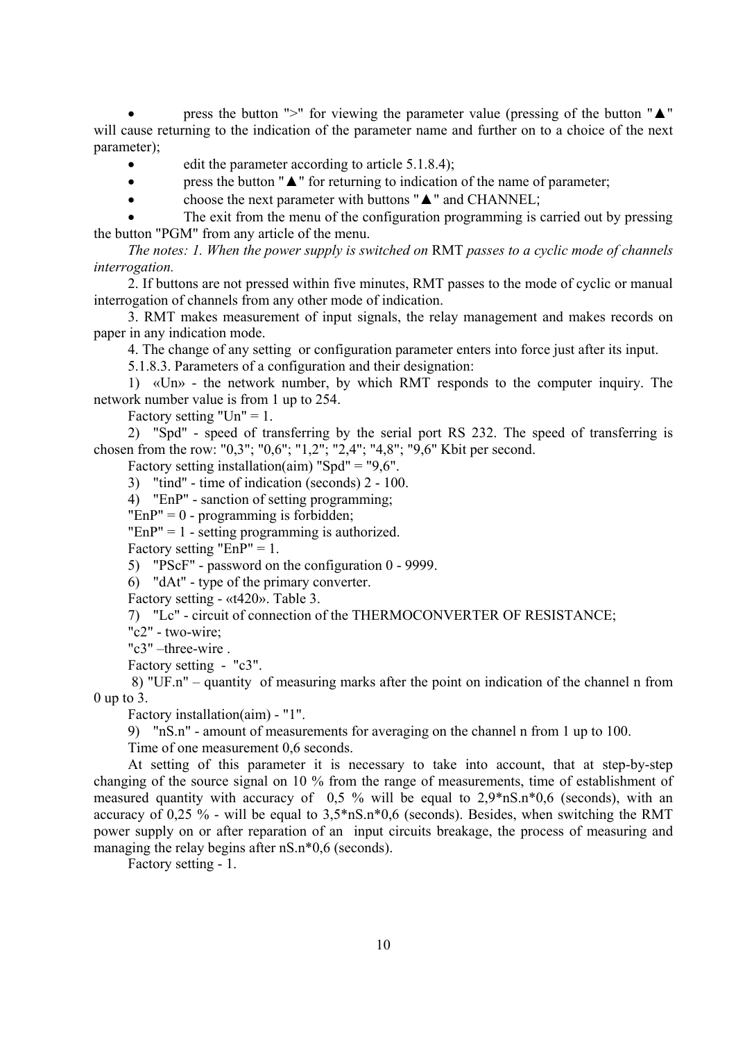- press the button ">" for viewing the parameter value (pressing of the button "▲" will cause returning to the indication of the parameter name and further on to a choice of the next parameter);
- edit the parameter according to article 5.1.8.4);
- press the button "▲" for returning to indication of the name of parameter;
- choose the next parameter with buttons "▲" and CHANNEL;
- The exit from the menu of the configuration programming is carried out by pressing the button "PGM" from any article of the menu.

*The notes: 1. When the power supply is switched on* RMT *passes to a cyclic mode of channels interrogation.*

2. If buttons are not pressed within five minutes, RMT passes to the mode of cyclic or manual interrogation of channels from any other mode of indication.

3. RMT makes measurement of input signals, the relay management and makes records on paper in any indication mode.

4. The change of any setting or configuration parameter enters into force just after its input.

5.1.8.3. Parameters of a configuration and their designation:

1) «Un» - the network number, by which RMT responds to the computer inquiry. The network number value is from 1 up to 254.

Factory setting "Un" = 1.

2) "Spd" - speed of transferring by the serial port RS 232. The speed of transferring is chosen from the row: "0,3"; "0,6"; "1,2"; "2,4"; "4,8"; "9,6" Kbit per second.

Factory setting installation(aim) "Spd" = "9,6".

3) "tind" - time of indication (seconds) 2 - 100.

4) "EnP" - sanction of setting programming;

"EnP" = 0 - programming is forbidden;

"EnP" = 1 - setting programming is authorized.

Factory setting "EnP" = 1.

5) "PScF" - password on the configuration 0 - 9999.

6) "dAt" - type of the primary converter.

Factory setting - «t420». Table 3.

7) "Lc" - circuit of connection of the THERMOCONVERTER OF RESISTANCE;

"c2" - two-wire;

"c3" –three-wire .

Factory setting - "c3".

8) "UF.n" – quantity of measuring marks after the point on indication of the channel n from 0 up to 3.

Factory installation(aim) - "1".

9) "nS.n" - amount of measurements for averaging on the channel n from 1 up to 100.

Time of one measurement 0,6 seconds.

At setting of this parameter it is necessary to take into account, that at step-by-step changing of the source signal on 10 % from the range of measurements, time of establishment of measured quantity with accuracy of 0,5 % will be equal to 2,9*nS.n*0,6 (seconds), with an accuracy of 0,25 % - will be equal to 3,5*nS.n*0,6 (seconds). Besides, when switching the RMT power supply on or after reparation of an input circuits breakage, the process of measuring and managing the relay begins after nS.n*0,6 (seconds).

Factory setting - 1.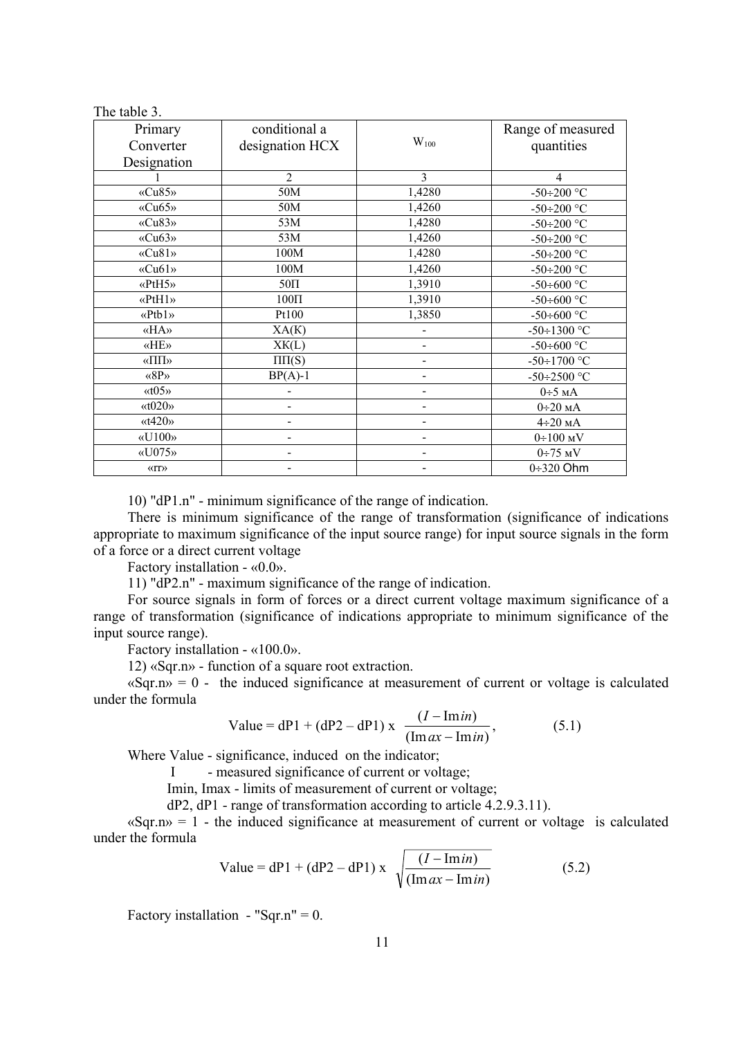The table 3.

| Primary Converter Designation | conditional a designation HCX | $W_{100}$ | Range of measured quantities |
|---|---|---|---|
| 1 | 2 | 3 | 4 |
| «Cu85» | 50M | 1,4280 | -50÷200 °C |
| «Cu65» | 50M | 1,4260 | -50÷200 °C |
| «Cu83» | 53M | 1,4280 | -50÷200 °C |
| «Cu63» | 53M | 1,4260 | -50÷200 °C |
| «Cu81» | 100M | 1,4280 | -50÷200 °C |
| «Cu61» | 100M | 1,4260 | -50÷200 °C |
| «PtH5» | 50П | 1,3910 | -50÷600 °C |
| «PtH1» | 100П | 1,3910 | -50÷600 °C |
| «Ptb1» | Pt100 | 1,3850 | -50÷600 °C |
| «HA» | XA(K) | - | -50÷1300 °C |
| «HE» | XK(L) | - | -50÷600 °C |
| «ПП» | ПП(S) | - | -50÷1700 °C |
| «8P» | BP(A)-1 | - | -50÷2500 °C |
| «t05» | - | - | 0÷5 мA |
| «t020» | - | - | 0÷20 мA |
| «t420» | - | - | 4÷20 мA |
| «U100» | - | - | 0÷100 мV |
| «U075» | - | - | 0÷75 мV |
| «rr» | - | - | 0÷320 Ohm |

10) "dP1.n" - minimum significance of the range of indication.

There is minimum significance of the range of transformation (significance of indications appropriate to maximum significance of the input source range) for input source signals in the form of a force or a direct current voltage

Factory installation - «0.0».

11) "dP2.n" - maximum significance of the range of indication.

For source signals in form of forces or a direct current voltage maximum significance of a range of transformation (significance of indications appropriate to minimum significance of the input source range).

Factory installation - «100.0».

12) «Sqr.n» - function of a square root extraction.

«Sqr.n» = 0 - the induced significance at measurement of current or voltage is calculated under the formula

$$\text{Value} = \text{dP1} + (\text{dP2} - \text{dP1}) \times \frac{(I - Imin)}{(Imax - Imin)}, \qquad (5.1)$$

Where Value - significance, induced on the indicator;

I - measured significance of current or voltage;

Imin, Imax - limits of measurement of current or voltage;

dP2, dP1 - range of transformation according to article 4.2.9.3.11).

«Sqr.n» = 1 - the induced significance at measurement of current or voltage is calculated under the formula

$$\text{Value} = \text{dP1} + (\text{dP2} - \text{dP1}) \times \sqrt{\frac{(I - Imin)}{(Imax - Imin)}} \qquad (5.2)$$

Factory installation - "Sqr.n" = 0.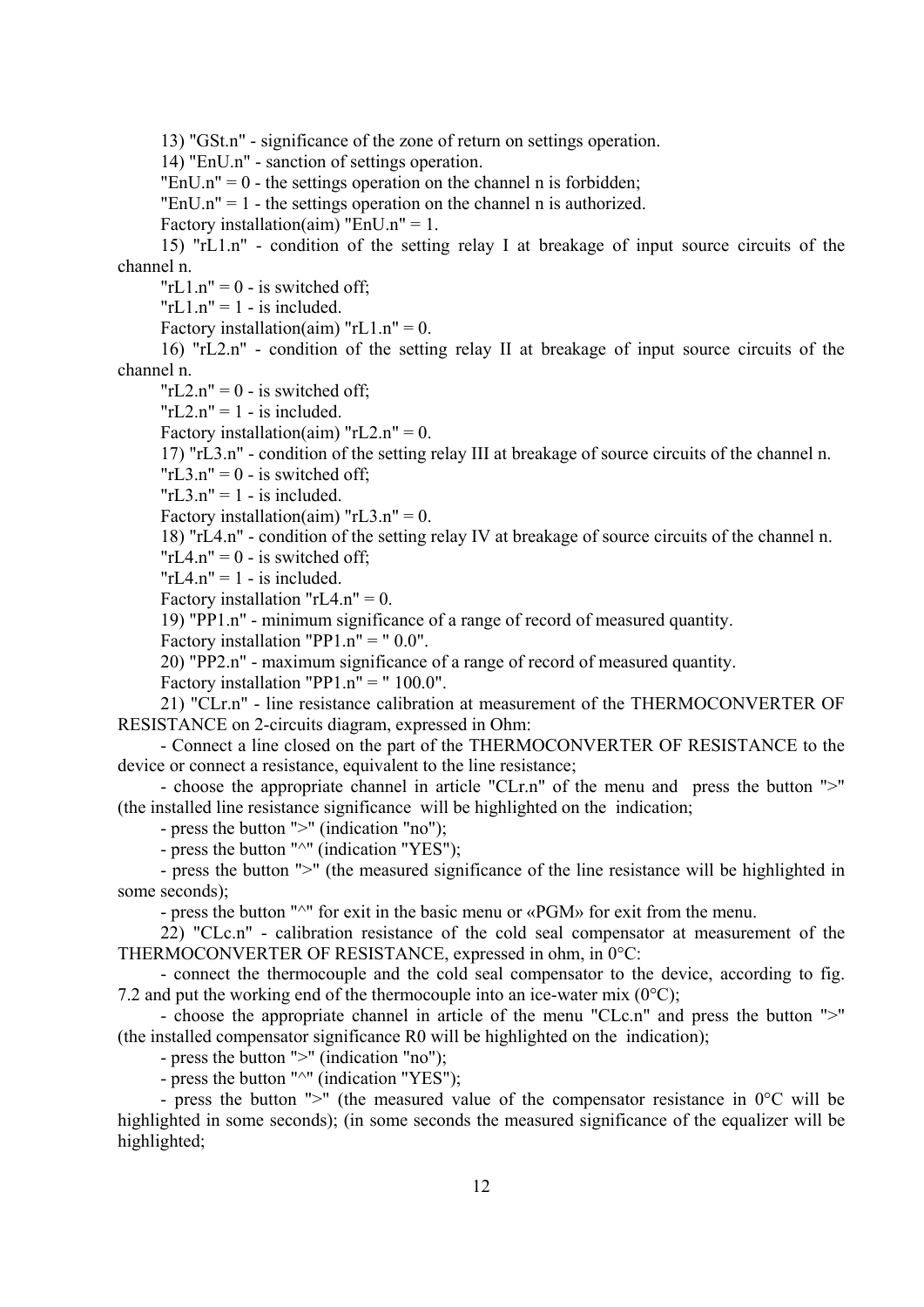13) "GSt.n" - significance of the zone of return on settings operation.

14) "EnU.n" - sanction of settings operation.

"EnU.n" = 0 - the settings operation on the channel n is forbidden;

"EnU.n" = 1 - the settings operation on the channel n is authorized.

Factory installation(aim) "EnU.n" = 1.

15) "rL1.n" - condition of the setting relay I at breakage of input source circuits of the channel n.

"rL1.n" = 0 - is switched off;

"rL1.n" = 1 - is included.

Factory installation(aim) "rL1.n" = 0.

16) "rL2.n" - condition of the setting relay II at breakage of input source circuits of the channel n.

"rL2.n" = 0 - is switched off;

"rL2.n" = 1 - is included.

Factory installation(aim) "rL2.n" = 0.

17) "rL3.n" - condition of the setting relay III at breakage of source circuits of the channel n.

"rL3.n" = 0 - is switched off;

"rL3.n" = 1 - is included.

Factory installation(aim) "rL3.n" = 0.

18) "rL4.n" - condition of the setting relay IV at breakage of source circuits of the channel n.

"rL4.n" = 0 - is switched off;

"rL4.n" = 1 - is included.

Factory installation "rL4.n" = 0.

19) "PP1.n" - minimum significance of a range of record of measured quantity.

Factory installation "PP1.n" = " 0.0".

20) "PP2.n" - maximum significance of a range of record of measured quantity.

Factory installation "PP1.n" = " 100.0".

21) "CLr.n" - line resistance calibration at measurement of the THERMOCONVERTER OF RESISTANCE on 2-circuits diagram, expressed in Ohm:

- Connect a line closed on the part of the THERMOCONVERTER OF RESISTANCE to the device or connect a resistance, equivalent to the line resistance;
- choose the appropriate channel in article "CLr.n" of the menu and press the button ">" (the installed line resistance significance will be highlighted on the indication;
- press the button ">" (indication "no");
- press the button "^" (indication "YES");
- press the button ">" (the measured significance of the line resistance will be highlighted in some seconds);
- press the button "^" for exit in the basic menu or «PGM» for exit from the menu.

22) "CLc.n" - calibration resistance of the cold seal compensator at measurement of the THERMOCONVERTER OF RESISTANCE, expressed in ohm, in 0°C:

- connect the thermocouple and the cold seal compensator to the device, according to fig. 7.2 and put the working end of the thermocouple into an ice-water mix (0°C);
- choose the appropriate channel in article of the menu "CLc.n" and press the button ">" (the installed compensator significance R0 will be highlighted on the indication);
- press the button ">" (indication "no");
- press the button "^" (indication "YES");
- press the button ">" (the measured value of the compensator resistance in 0°C will be highlighted in some seconds); (in some seconds the measured significance of the equalizer will be highlighted;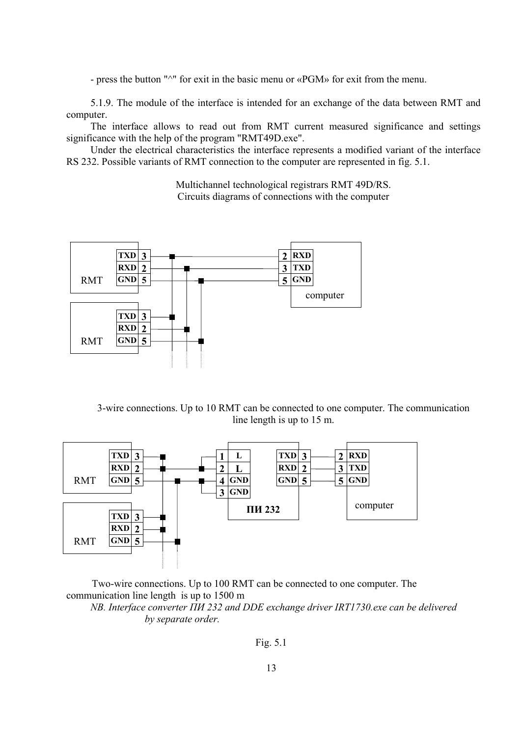- press the button "^" for exit in the basic menu or «PGM» for exit from the menu.

5.1.9. The module of the interface is intended for an exchange of the data between RMT and computer.

The interface allows to read out from RMT current measured significance and settings significance with the help of the program "RMT49D.exe".

Under the electrical characteristics the interface represents a modified variant of the interface RS 232. Possible variants of RMT connection to the computer are represented in fig. 5.1.

Multichannel technological registrars RMT 49D/RS.
Circuits diagrams of connections with the computer

3-wire connections. Up to 10 RMT can be connected to one computer. The communication line length is up to 15 m.

Two-wire connections. Up to 100 RMT can be connected to one computer. The communication line length is up to 1500 m

*NB. Interface converter ПИ 232 and DDE exchange driver IRT1730.exe can be delivered by separate order.*

Fig. 5.1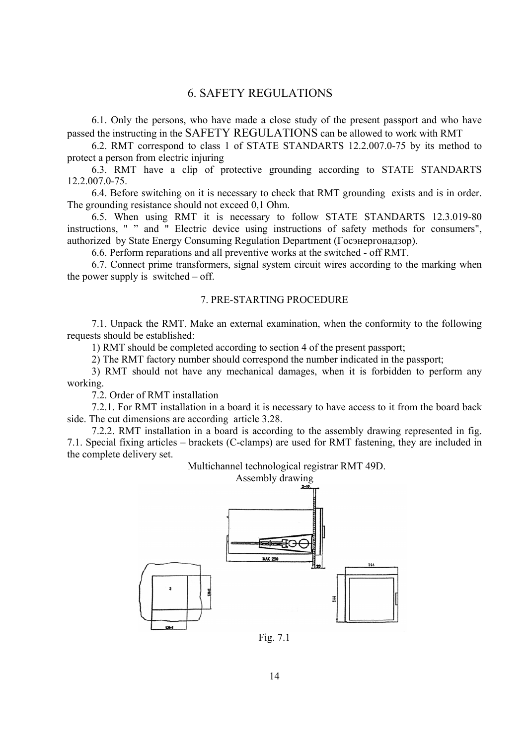## 6. SAFETY REGULATIONS

6.1. Only the persons, who have made a close study of the present passport and who have passed the instructing in the SAFETY REGULATIONS can be allowed to work with RMT

6.2. RMT correspond to class 1 of STATE STANDARTS 12.2.007.0-75 by its method to protect a person from electric injuring

6.3. RMT have a clip of protective grounding according to STATE STANDARTS 12.2.007.0-75.

6.4. Before switching on it is necessary to check that RMT grounding exists and is in order. The grounding resistance should not exceed 0,1 Ohm.

6.5. When using RMT it is necessary to follow STATE STANDARTS 12.3.019-80 instructions, " ” and " Electric device using instructions of safety methods for consumers", authorized by State Energy Consuming Regulation Department (Госэнергонадзор).

6.6. Perform reparations and all preventive works at the switched - off RMT.

6.7. Connect prime transformers, signal system circuit wires according to the marking when the power supply is switched – off.

## 7. PRE-STARTING PROCEDURE

7.1. Unpack the RMT. Make an external examination, when the conformity to the following requests should be established:

1) RMT should be completed according to section 4 of the present passport;

2) The RMT factory number should correspond the number indicated in the passport;

3) RMT should not have any mechanical damages, when it is forbidden to perform any working.

7.2. Order of RMT installation

7.2.1. For RMT installation in a board it is necessary to have access to it from the board back side. The cut dimensions are according article 3.28.

7.2.2. RMT installation in a board is according to the assembly drawing represented in fig. 7.1. Special fixing articles – brackets (C-clamps) are used for RMT fastening, they are included in the complete delivery set.

Multichannel technological registrar RMT 49D.
Assembly drawing

Fig. 7.1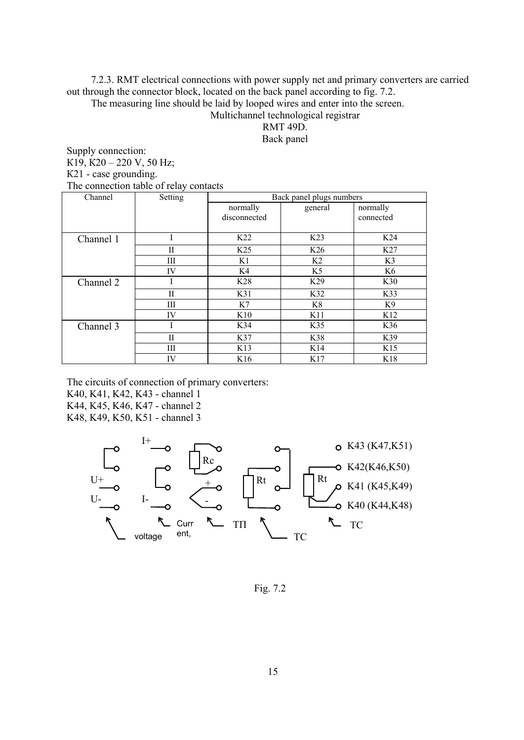7.2.3. RMT electrical connections with power supply net and primary converters are carried out through the connector block, located on the back panel according to fig. 7.2.

The measuring line should be laid by looped wires and enter into the screen.

Multichannel technological registrar

RMT 49D.

Back panel

Supply connection:

K19, K20 – 220 V, 50 Hz;

K21 - case grounding.

The connection table of relay contacts

| Channel | Setting | Back panel plugs numbers | | |
|---|---|---|---|---|
| | | normally disconnected | general | normally connected |
| Channel 1 | I | K22 | K23 | K24 |
| | II | K25 | K26 | K27 |
| | III | K1 | K2 | K3 |
| | IV | K4 | K5 | K6 |
| Channel 2 | I | K28 | K29 | K30 |
| | II | K31 | K32 | K33 |
| | III | K7 | K8 | K9 |
| | IV | K10 | K11 | K12 |
| Channel 3 | I | K34 | K35 | K36 |
| | II | K37 | K38 | K39 |
| | III | K13 | K14 | K15 |
| | IV | K16 | K17 | K18 |

The circuits of connection of primary converters:

K40, K41, K42, K43 - channel 1

K44, K45, K46, K47 - channel 2

K48, K49, K50, K51 - channel 3

K43 (K47,K51)

K42(K46,K50)

K41 (K45,K49)

K40 (K44,K48)

U+, U- — voltage; I+, I- — Current; Rc, +, - — ТП; Rt — TC; Rt — TC

Fig. 7.2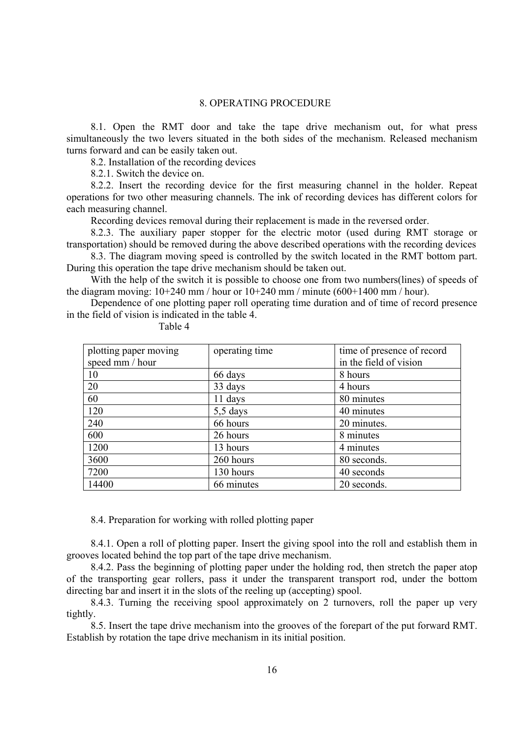## 8. OPERATING PROCEDURE

8.1. Open the RMT door and take the tape drive mechanism out, for what press simultaneously the two levers situated in the both sides of the mechanism. Released mechanism turns forward and can be easily taken out.

8.2. Installation of the recording devices

8.2.1. Switch the device on.

8.2.2. Insert the recording device for the first measuring channel in the holder. Repeat operations for two other measuring channels. The ink of recording devices has different colors for each measuring channel.

Recording devices removal during their replacement is made in the reversed order.

8.2.3. The auxiliary paper stopper for the electric motor (used during RMT storage or transportation) should be removed during the above described operations with the recording devices

8.3. The diagram moving speed is controlled by the switch located in the RMT bottom part. During this operation the tape drive mechanism should be taken out.

With the help of the switch it is possible to choose one from two numbers(lines) of speeds of the diagram moving: 10+240 mm / hour or 10+240 mm / minute (600+1400 mm / hour).

Dependence of one plotting paper roll operating time duration and of time of record presence in the field of vision is indicated in the table 4.

Table 4

| plotting paper moving speed mm / hour | operating time | time of presence of record in the field of vision |
|---|---|---|
| 10 | 66 days | 8 hours |
| 20 | 33 days | 4 hours |
| 60 | 11 days | 80 minutes |
| 120 | 5,5 days | 40 minutes |
| 240 | 66 hours | 20 minutes. |
| 600 | 26 hours | 8 minutes |
| 1200 | 13 hours | 4 minutes |
| 3600 | 260 hours | 80 seconds. |
| 7200 | 130 hours | 40 seconds |
| 14400 | 66 minutes | 20 seconds. |

8.4. Preparation for working with rolled plotting paper

8.4.1. Open a roll of plotting paper. Insert the giving spool into the roll and establish them in grooves located behind the top part of the tape drive mechanism.

8.4.2. Pass the beginning of plotting paper under the holding rod, then stretch the paper atop of the transporting gear rollers, pass it under the transparent transport rod, under the bottom directing bar and insert it in the slots of the reeling up (accepting) spool.

8.4.3. Turning the receiving spool approximately on 2 turnovers, roll the paper up very tightly.

8.5. Insert the tape drive mechanism into the grooves of the forepart of the put forward RMT. Establish by rotation the tape drive mechanism in its initial position.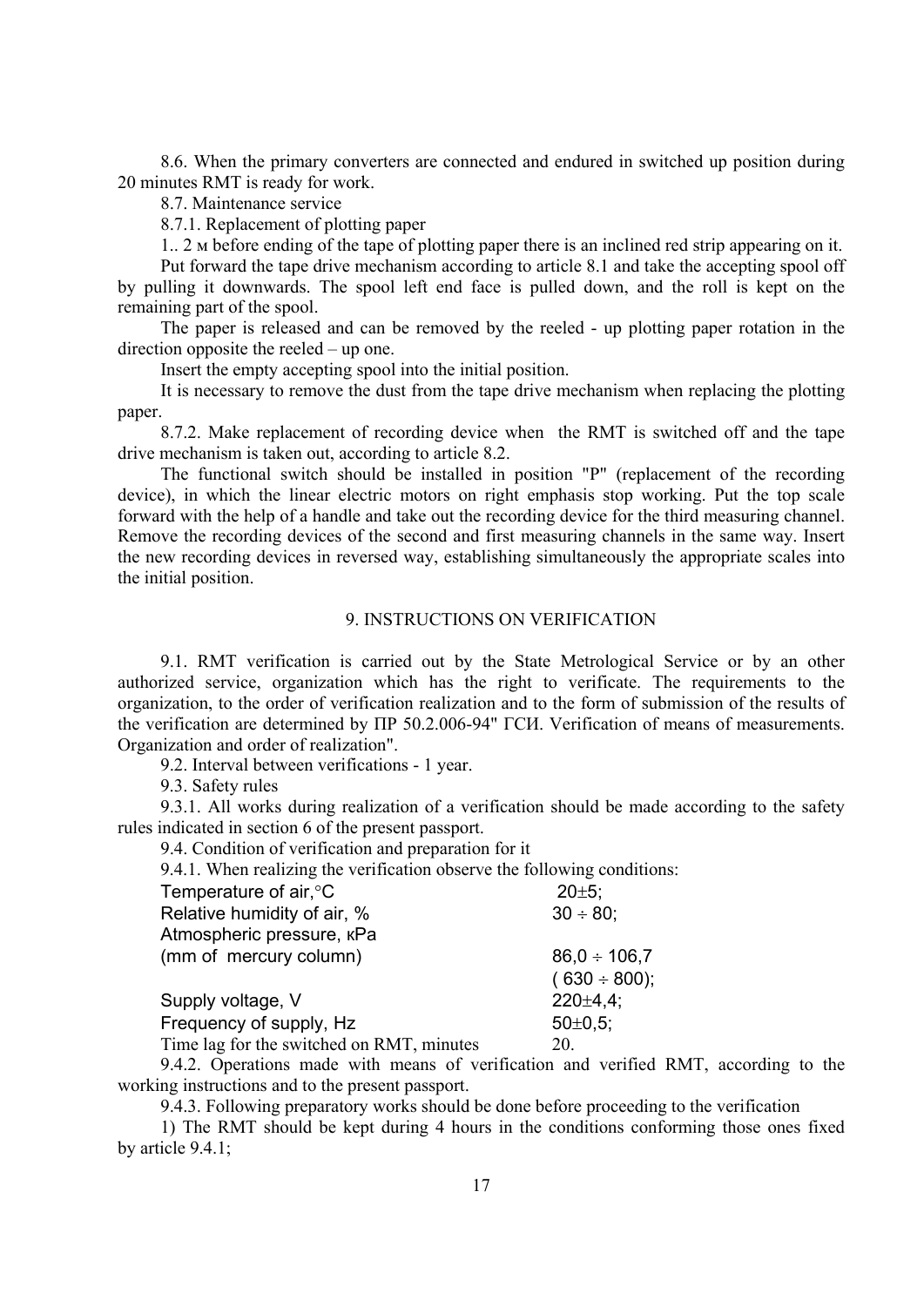8.6. When the primary converters are connected and endured in switched up position during 20 minutes RMT is ready for work.

8.7. Maintenance service

8.7.1. Replacement of plotting paper

1.. 2 м before ending of the tape of plotting paper there is an inclined red strip appearing on it.

Put forward the tape drive mechanism according to article 8.1 and take the accepting spool off by pulling it downwards. The spool left end face is pulled down, and the roll is kept on the remaining part of the spool.

The paper is released and can be removed by the reeled - up plotting paper rotation in the direction opposite the reeled – up one.

Insert the empty accepting spool into the initial position.

It is necessary to remove the dust from the tape drive mechanism when replacing the plotting paper.

8.7.2. Make replacement of recording device when the RMT is switched off and the tape drive mechanism is taken out, according to article 8.2.

The functional switch should be installed in position "Р" (replacement of the recording device), in which the linear electric motors on right emphasis stop working. Put the top scale forward with the help of a handle and take out the recording device for the third measuring channel. Remove the recording devices of the second and first measuring channels in the same way. Insert the new recording devices in reversed way, establishing simultaneously the appropriate scales into the initial position.

## 9. INSTRUCTIONS ON VERIFICATION

9.1. RMT verification is carried out by the State Metrological Service or by an other authorized service, organization which has the right to verificate. The requirements to the organization, to the order of verification realization and to the form of submission of the results of the verification are determined by ПР 50.2.006-94" ГСИ. Verification of means of measurements. Organization and order of realization".

9.2. Interval between verifications - 1 year.

9.3. Safety rules

9.3.1. All works during realization of a verification should be made according to the safety rules indicated in section 6 of the present passport.

9.4. Condition of verification and preparation for it

9.4.1. When realizing the verification observe the following conditions:

| | |
|---|---|
| Temperature of air,°C | 20±5; |
| Relative humidity of air, % | 30 ÷ 80; |
| Atmospheric pressure, кPa (mm of mercury column) | 86,0 ÷ 106,7 (630 ÷ 800); |
| Supply voltage, V | 220±4,4; |
| Frequency of supply, Hz | 50±0,5; |
| Time lag for the switched on RMT, minutes | 20. |

9.4.2. Operations made with means of verification and verified RMT, according to the working instructions and to the present passport.

9.4.3. Following preparatory works should be done before proceeding to the verification

1) The RMT should be kept during 4 hours in the conditions conforming those ones fixed by article 9.4.1;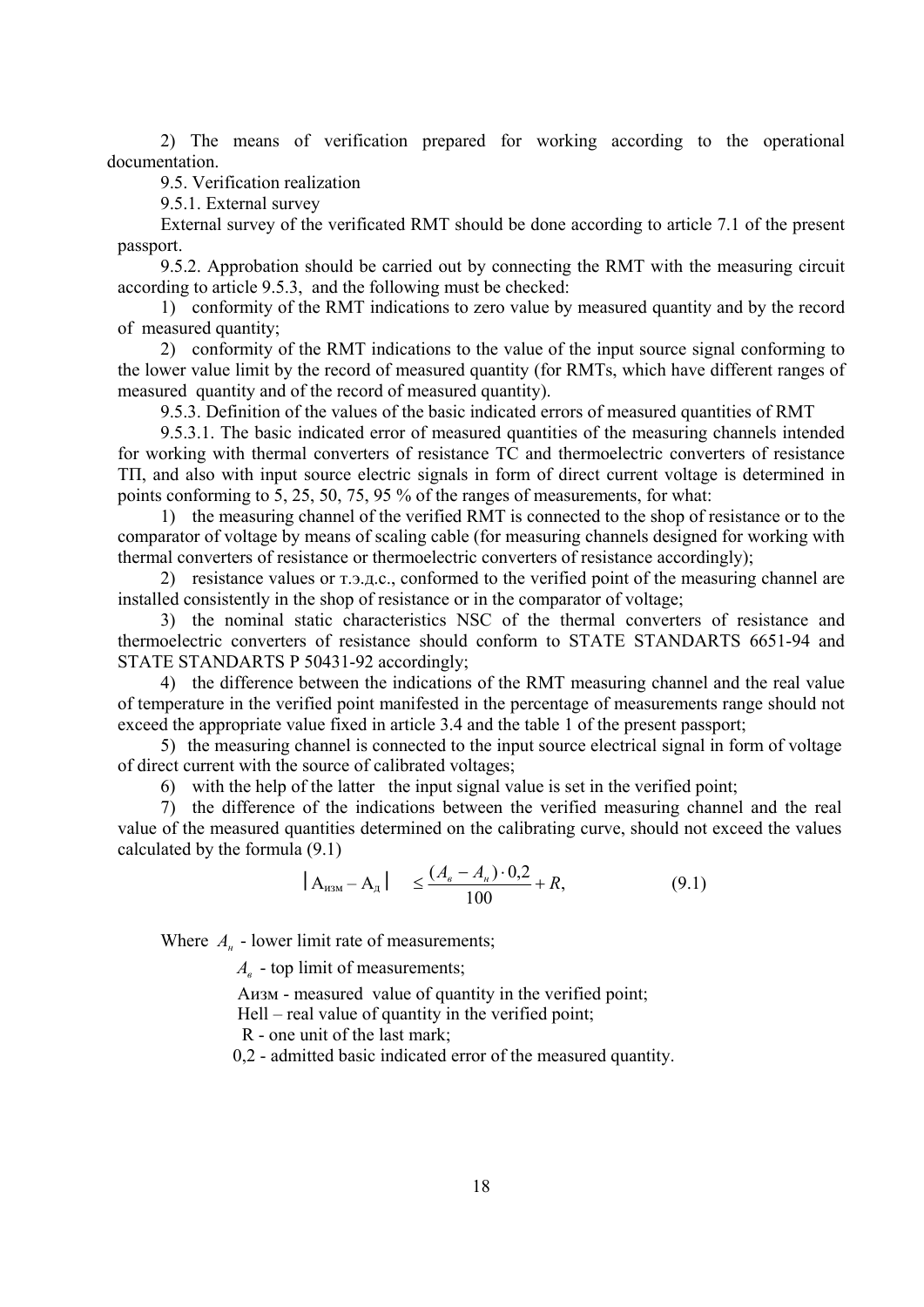2) The means of verification prepared for working according to the operational documentation.

9.5. Verification realization

9.5.1. External survey

External survey of the verificated RMT should be done according to article 7.1 of the present passport.

9.5.2. Approbation should be carried out by connecting the RMT with the measuring circuit according to article 9.5.3, and the following must be checked:

1) conformity of the RMT indications to zero value by measured quantity and by the record of measured quantity;

2) conformity of the RMT indications to the value of the input source signal conforming to the lower value limit by the record of measured quantity (for RMTs, which have different ranges of measured quantity and of the record of measured quantity).

9.5.3. Definition of the values of the basic indicated errors of measured quantities of RMT

9.5.3.1. The basic indicated error of measured quantities of the measuring channels intended for working with thermal converters of resistance TC and thermoelectric converters of resistance TП, and also with input source electric signals in form of direct current voltage is determined in points conforming to 5, 25, 50, 75, 95 % of the ranges of measurements, for what:

1) the measuring channel of the verified RMT is connected to the shop of resistance or to the comparator of voltage by means of scaling cable (for measuring channels designed for working with thermal converters of resistance or thermoelectric converters of resistance accordingly);

2) resistance values or т.э.д.с., conformed to the verified point of the measuring channel are installed consistently in the shop of resistance or in the comparator of voltage;

3) the nominal static characteristics NSC of the thermal converters of resistance and thermoelectric converters of resistance should conform to STATE STANDARTS 6651-94 and STATE STANDARTS P 50431-92 accordingly;

4) the difference between the indications of the RMT measuring channel and the real value of temperature in the verified point manifested in the percentage of measurements range should not exceed the appropriate value fixed in article 3.4 and the table 1 of the present passport;

5) the measuring channel is connected to the input source electrical signal in form of voltage of direct current with the source of calibrated voltages;

6) with the help of the latter the input signal value is set in the verified point;

7) the difference of the indications between the verified measuring channel and the real value of the measured quantities determined on the calibrating curve, should not exceed the values calculated by the formula (9.1)

$$|A_{изм} - A_{д}| \leq \frac{(A_{в} - A_{н}) \cdot 0{,}2}{100} + R, \qquad (9.1)$$

Where $A_{н}$ - lower limit rate of measurements;

$A_{в}$ - top limit of measurements;

Аизм - measured value of quantity in the verified point;

Hell – real value of quantity in the verified point;

R - one unit of the last mark;

0,2 - admitted basic indicated error of the measured quantity.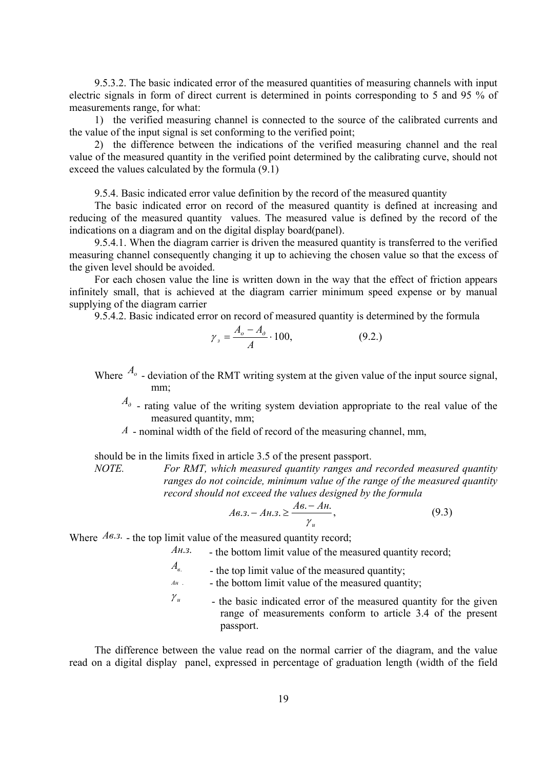9.5.3.2. The basic indicated error of the measured quantities of measuring channels with input electric signals in form of direct current is determined in points corresponding to 5 and 95 % of measurements range, for what:

1) the verified measuring channel is connected to the source of the calibrated currents and the value of the input signal is set conforming to the verified point;

2) the difference between the indications of the verified measuring channel and the real value of the measured quantity in the verified point determined by the calibrating curve, should not exceed the values calculated by the formula (9.1)

9.5.4. Basic indicated error value definition by the record of the measured quantity

The basic indicated error on record of the measured quantity is defined at increasing and reducing of the measured quantity values. The measured value is defined by the record of the indications on a diagram and on the digital display board(panel).

9.5.4.1. When the diagram carrier is driven the measured quantity is transferred to the verified measuring channel consequently changing it up to achieving the chosen value so that the excess of the given level should be avoided.

For each chosen value the line is written down in the way that the effect of friction appears infinitely small, that is achieved at the diagram carrier minimum speed expense or by manual supplying of the diagram carrier

9.5.4.2. Basic indicated error on record of measured quantity is determined by the formula

$$\gamma_з = \frac{A_o - A_д}{A} \cdot 100, \qquad (9.2.)$$

Where $A_o$ - deviation of the RMT writing system at the given value of the input source signal, mm;

$A_д$ - rating value of the writing system deviation appropriate to the real value of the measured quantity, mm;

$A$ - nominal width of the field of record of the measuring channel, mm,

should be in the limits fixed in article 3.5 of the present passport.

*NOTE. For RMT, which measured quantity ranges and recorded measured quantity ranges do not coincide, minimum value of the range of the measured quantity record should not exceed the values designed by the formula*

$$Aв.з. - Aн.з. \geq \frac{Aв. - Aн.}{\gamma_и}, \qquad (9.3)$$

Where $Aв.з.$ - the top limit value of the measured quantity record;

$Aн.з.$ - the bottom limit value of the measured quantity record;

$A_{в.}$ - the top limit value of the measured quantity;

$Aн.$ - the bottom limit value of the measured quantity;

$\gamma_и$ - the basic indicated error of the measured quantity for the given range of measurements conform to article 3.4 of the present passport.

The difference between the value read on the normal carrier of the diagram, and the value read on a digital display panel, expressed in percentage of graduation length (width of the field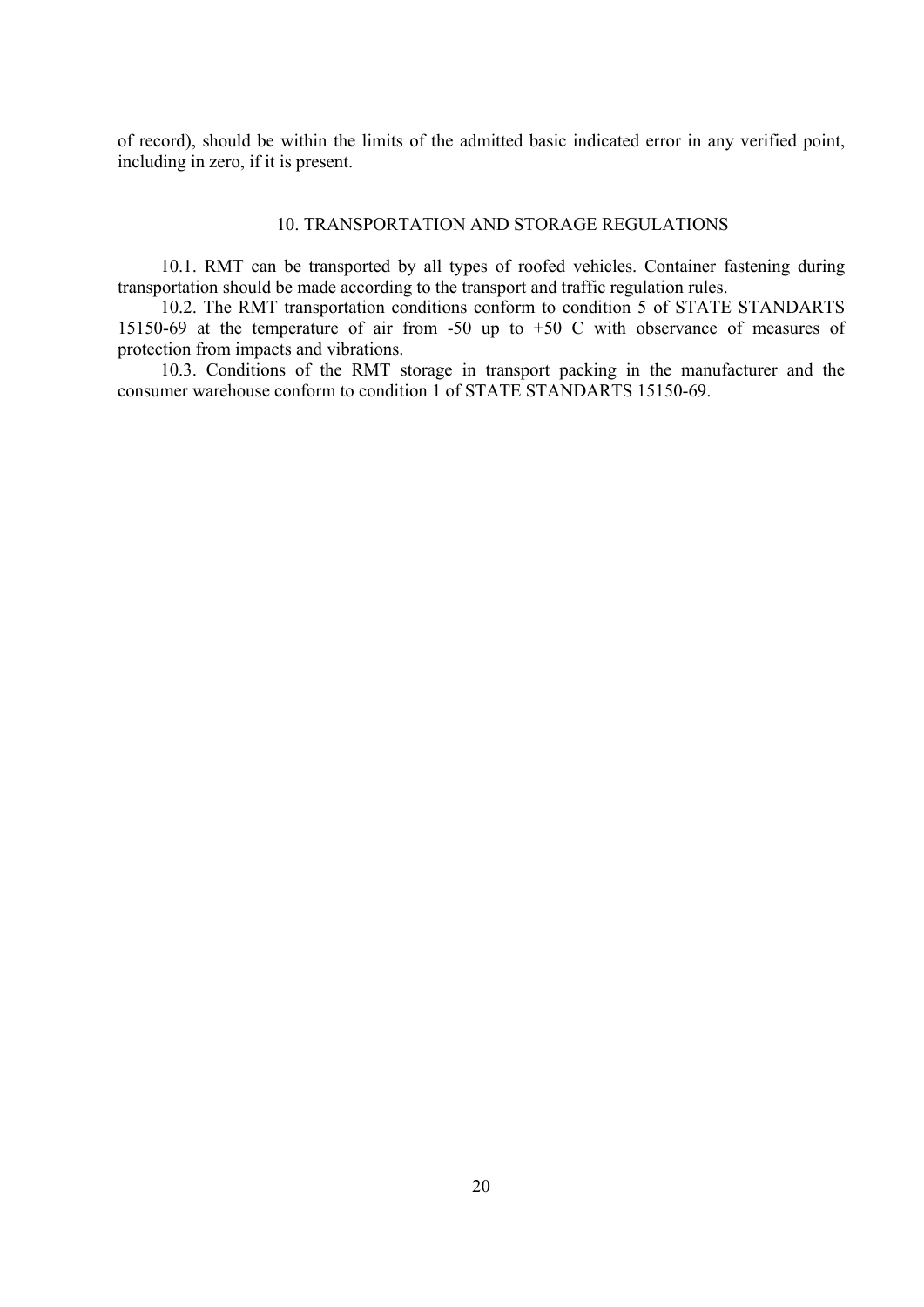of record), should be within the limits of the admitted basic indicated error in any verified point, including in zero, if it is present.

## 10. TRANSPORTATION AND STORAGE REGULATIONS

10.1. RMT can be transported by all types of roofed vehicles. Container fastening during transportation should be made according to the transport and traffic regulation rules.

10.2. The RMT transportation conditions conform to condition 5 of STATE STANDARTS 15150-69 at the temperature of air from -50 up to +50 C with observance of measures of protection from impacts and vibrations.

10.3. Conditions of the RMT storage in transport packing in the manufacturer and the consumer warehouse conform to condition 1 of STATE STANDARTS 15150-69.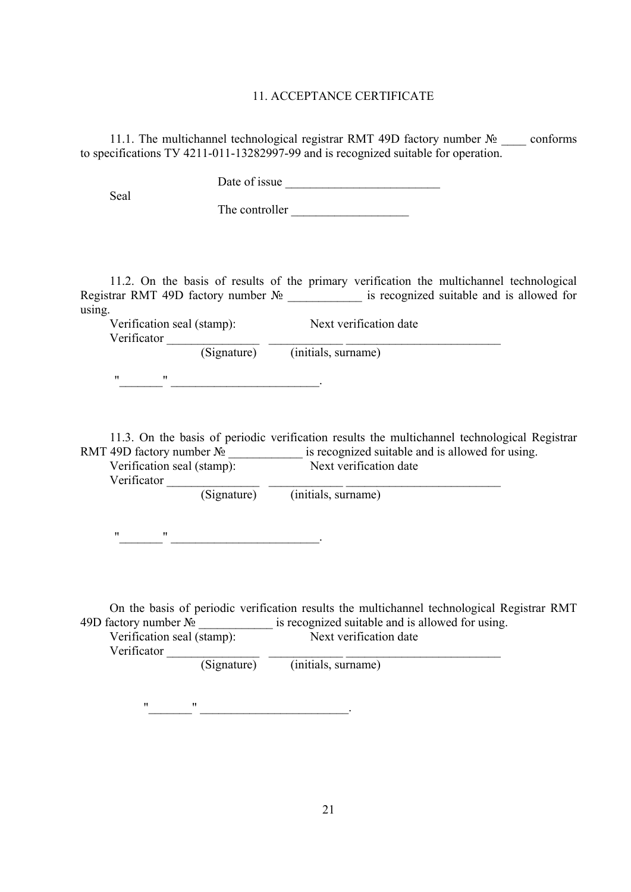## 11. ACCEPTANCE CERTIFICATE

11.1. The multichannel technological registrar RMT 49D factory number № ____ conforms to specifications ТУ 4211-011-13282997-99 and is recognized suitable for operation.

Date of issue _________________________

Seal

The controller ___________________

11.2. On the basis of results of the primary verification the multichannel technological Registrar RMT 49D factory number № ____________ is recognized suitable and is allowed for using.

Verification seal (stamp): Next verification date

Verificator _______________ ____________ _________________________

(Signature) (initials, surname)

"_______" _______________________.

11.3. On the basis of periodic verification results the multichannel technological Registrar RMT 49D factory number № ____________ is recognized suitable and is allowed for using.

Verification seal (stamp): Next verification date

Verificator _______________ ____________ _________________________

(Signature) (initials, surname)

"_______" _______________________.

On the basis of periodic verification results the multichannel technological Registrar RMT 49D factory number № ____________ is recognized suitable and is allowed for using.

Verification seal (stamp): Next verification date

Verificator _______________ ____________ _________________________

(Signature) (initials, surname)

"_______" _______________________.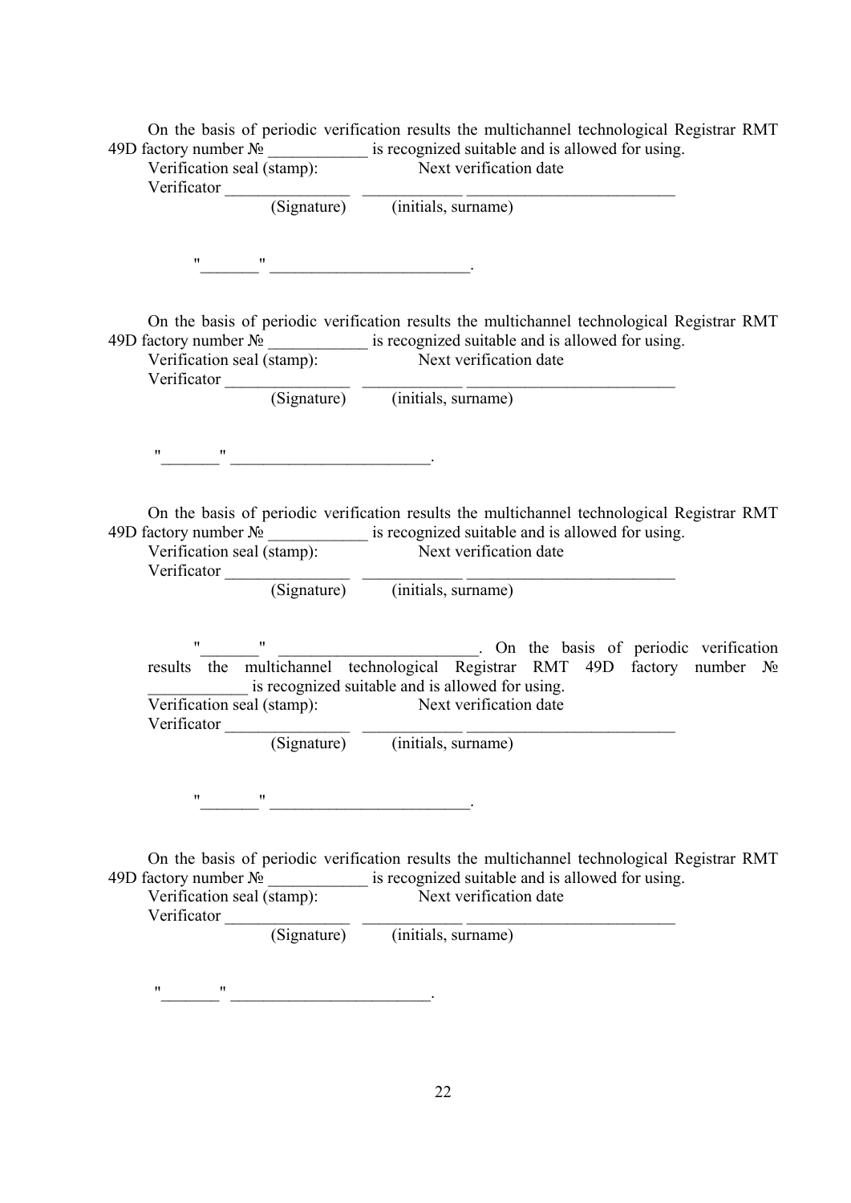On the basis of periodic verification results the multichannel technological Registrar RMT 49D factory number № ____________ is recognized suitable and is allowed for using.

Verification seal (stamp): Next verification date

Verificator _______________ ____________ _________________________

(Signature) (initials, surname)

"_______" ________________________.

On the basis of periodic verification results the multichannel technological Registrar RMT 49D factory number № ____________ is recognized suitable and is allowed for using.

Verification seal (stamp): Next verification date

Verificator _______________ ____________ _________________________

(Signature) (initials, surname)

"_______" ________________________.

On the basis of periodic verification results the multichannel technological Registrar RMT 49D factory number № ____________ is recognized suitable and is allowed for using.

Verification seal (stamp): Next verification date

Verificator _______________ ____________ _________________________

(Signature) (initials, surname)

"_______" ________________________. On the basis of periodic verification results the multichannel technological Registrar RMT 49D factory number № ____________ is recognized suitable and is allowed for using.

Verification seal (stamp): Next verification date

Verificator _______________ ____________ _________________________

(Signature) (initials, surname)

"_______" ________________________.

On the basis of periodic verification results the multichannel technological Registrar RMT 49D factory number № ____________ is recognized suitable and is allowed for using.

Verification seal (stamp): Next verification date

Verificator _______________ ____________ _________________________

(Signature) (initials, surname)

"_______" ________________________.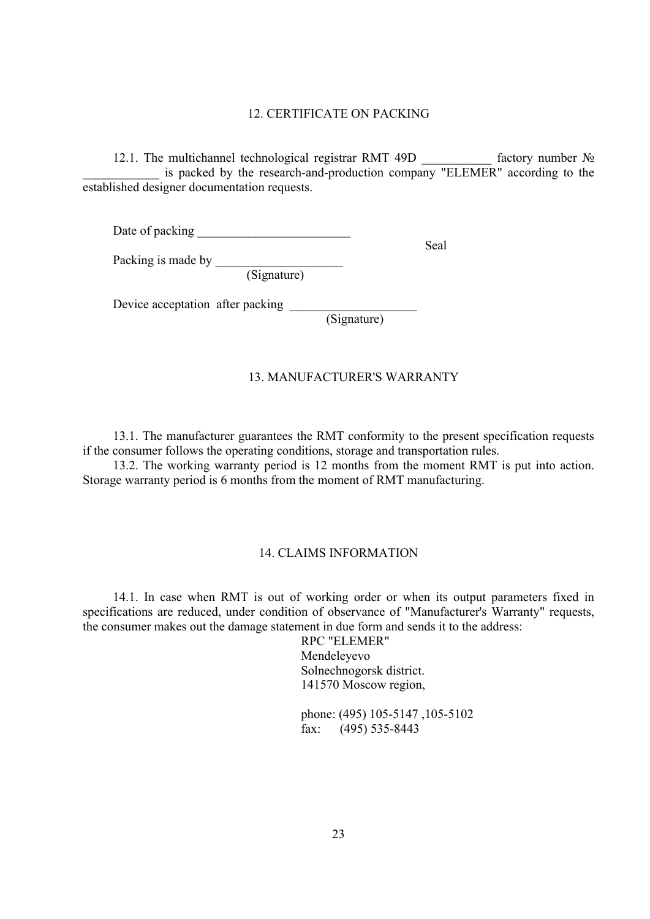## 12. CERTIFICATE ON PACKING

12.1. The multichannel technological registrar RMT 49D ___________ factory number № ____________ is packed by the research-and-production company "ELEMER" according to the established designer documentation requests.

Date of packing ________________________

Seal

Packing is made by ____________________
(Signature)

Device acceptation after packing ____________________
(Signature)

## 13. MANUFACTURER'S WARRANTY

13.1. The manufacturer guarantees the RMT conformity to the present specification requests if the consumer follows the operating conditions, storage and transportation rules.

13.2. The working warranty period is 12 months from the moment RMT is put into action. Storage warranty period is 6 months from the moment of RMT manufacturing.

## 14. CLAIMS INFORMATION

14.1. In case when RMT is out of working order or when its output parameters fixed in specifications are reduced, under condition of observance of "Manufacturer's Warranty" requests, the consumer makes out the damage statement in due form and sends it to the address:

RPC "ELEMER"
Mendeleyevo
Solnechnogorsk district.
141570 Moscow region,

phone: (495) 105-5147 ,105-5102
fax: (495) 535-8443